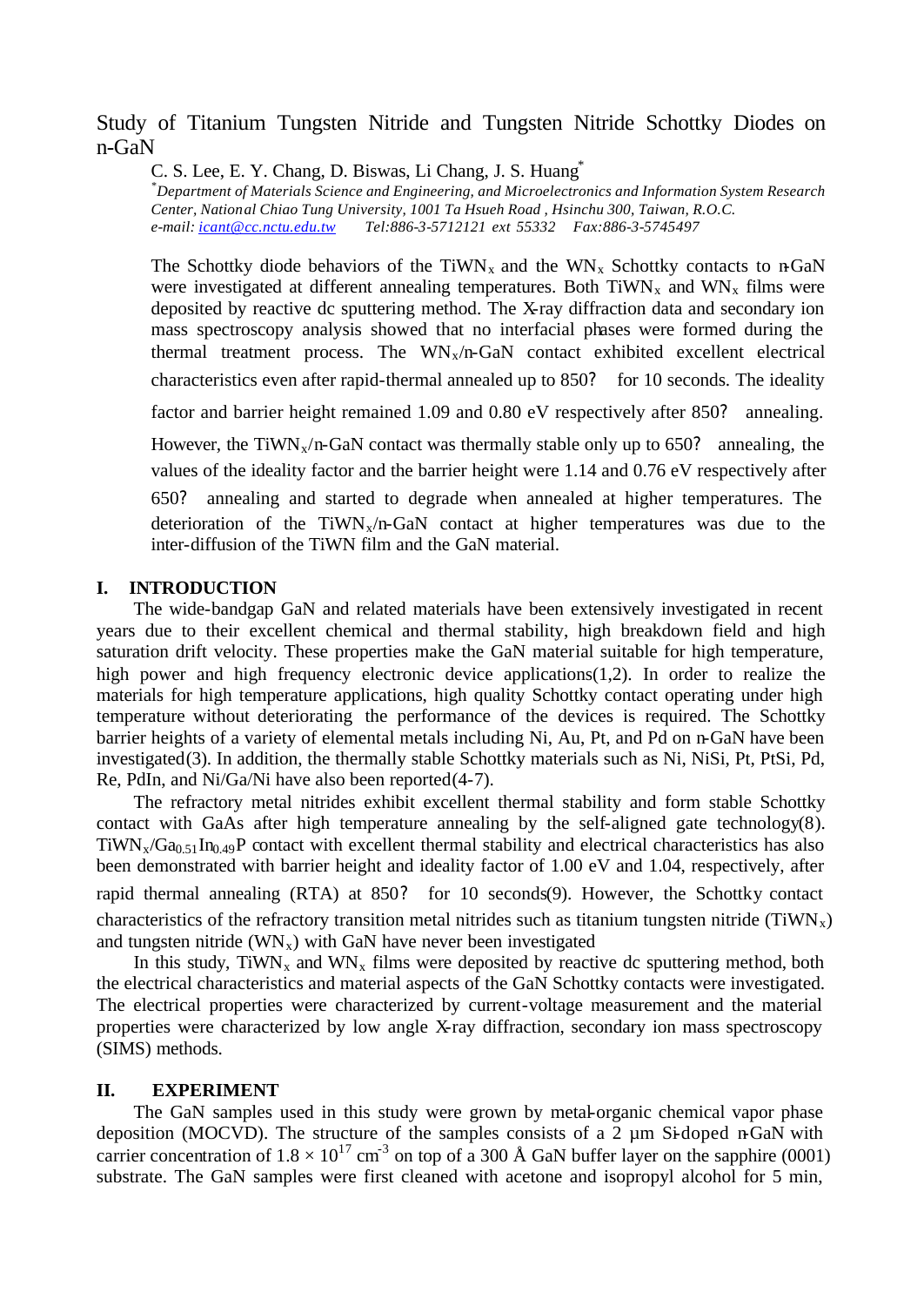# Study of Titanium Tungsten Nitride and Tungsten Nitride Schottky Diodes on n-GaN

C. S. Lee, E. Y. Chang, D. Biswas, Li Chang, J. S. Huang[*]

*[*]Department of Materials Science and Engineering, and Microelectronics and Information System Research Center, National Chiao Tung University, 1001 Ta Hsueh Road , Hsinchu 300, Taiwan, R.O.C.*
*e-mail: icant@cc.nctu.edu.tw Tel:886-3-5712121 ext 55332 Fax:886-3-5745497*

The Schottky diode behaviors of the $TiWN_x$ and the $WN_x$ Schottky contacts to n-GaN were investigated at different annealing temperatures. Both $TiWN_x$ and $WN_x$ films were deposited by reactive dc sputtering method. The X-ray diffraction data and secondary ion mass spectroscopy analysis showed that no interfacial phases were formed during the thermal treatment process. The $WN_x$/n-GaN contact exhibited excellent electrical characteristics even after rapid-thermal annealed up to 850? for 10 seconds. The ideality factor and barrier height remained 1.09 and 0.80 eV respectively after 850? annealing. However, the $TiWN_x$/n-GaN contact was thermally stable only up to 650? annealing, the values of the ideality factor and the barrier height were 1.14 and 0.76 eV respectively after 650? annealing and started to degrade when annealed at higher temperatures. The deterioration of the $TiWN_x$/n-GaN contact at higher temperatures was due to the inter-diffusion of the TiWN film and the GaN material.

## I. INTRODUCTION

The wide-bandgap GaN and related materials have been extensively investigated in recent years due to their excellent chemical and thermal stability, high breakdown field and high saturation drift velocity. These properties make the GaN material suitable for high temperature, high power and high frequency electronic device applications(1,2). In order to realize the materials for high temperature applications, high quality Schottky contact operating under high temperature without deteriorating the performance of the devices is required. The Schottky barrier heights of a variety of elemental metals including Ni, Au, Pt, and Pd on n-GaN have been investigated(3). In addition, the thermally stable Schottky materials such as Ni, NiSi, Pt, PtSi, Pd, Re, PdIn, and Ni/Ga/Ni have also been reported(4-7).

The refractory metal nitrides exhibit excellent thermal stability and form stable Schottky contact with GaAs after high temperature annealing by the self-aligned gate technology(8). $TiWN_x/Ga_{0.51}In_{0.49}P$ contact with excellent thermal stability and electrical characteristics has also been demonstrated with barrier height and ideality factor of 1.00 eV and 1.04, respectively, after rapid thermal annealing (RTA) at 850? for 10 seconds(9). However, the Schottky contact characteristics of the refractory transition metal nitrides such as titanium tungsten nitride ($TiWN_x$) and tungsten nitride ($WN_x$) with GaN have never been investigated

In this study, $TiWN_x$ and $WN_x$ films were deposited by reactive dc sputtering method, both the electrical characteristics and material aspects of the GaN Schottky contacts were investigated. The electrical properties were characterized by current-voltage measurement and the material properties were characterized by low angle X-ray diffraction, secondary ion mass spectroscopy (SIMS) methods.

## II. EXPERIMENT

The GaN samples used in this study were grown by metal-organic chemical vapor phase deposition (MOCVD). The structure of the samples consists of a 2 µm Si-doped n-GaN with carrier concentration of $1.8 \times 10^{17}$ $cm^{-3}$ on top of a 300 Å GaN buffer layer on the sapphire (0001) substrate. The GaN samples were first cleaned with acetone and isopropyl alcohol for 5 min,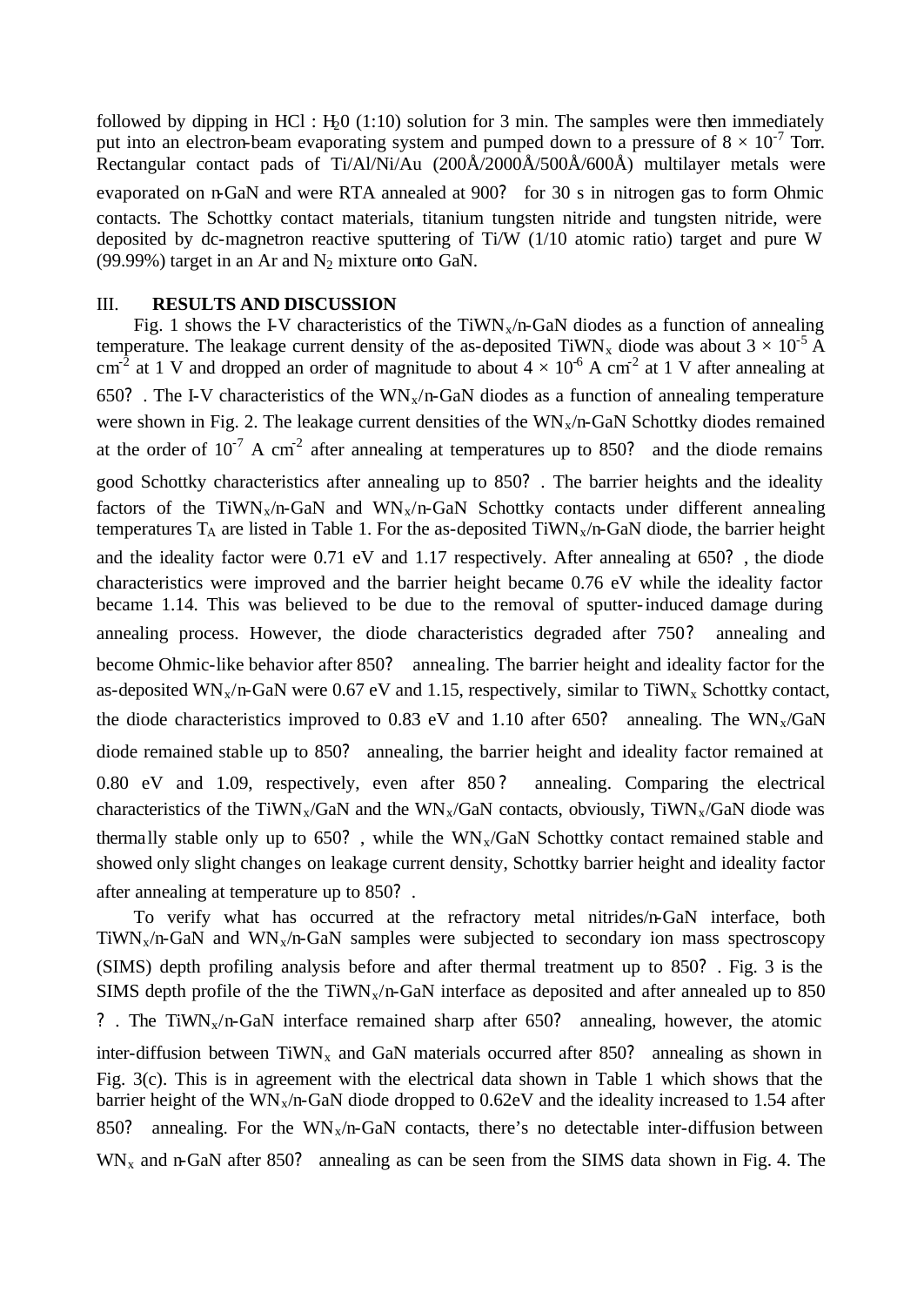followed by dipping in HCl : $H_20$ (1:10) solution for 3 min. The samples were then immediately put into an electron-beam evaporating system and pumped down to a pressure of $8 \times 10^{-7}$ Torr. Rectangular contact pads of Ti/Al/Ni/Au (200Å/2000Å/500Å/600Å) multilayer metals were evaporated on n-GaN and were RTA annealed at 900? for 30 s in nitrogen gas to form Ohmic contacts. The Schottky contact materials, titanium tungsten nitride and tungsten nitride, were deposited by dc-magnetron reactive sputtering of Ti/W (1/10 atomic ratio) target and pure W (99.99%) target in an Ar and $N_2$ mixture onto GaN.

## III. RESULTS AND DISCUSSION

Fig. 1 shows the I-V characteristics of the $TiWN_x$/n-GaN diodes as a function of annealing temperature. The leakage current density of the as-deposited $TiWN_x$ diode was about $3 \times 10^{-5}$ A cm$^{-2}$ at 1 V and dropped an order of magnitude to about $4 \times 10^{-6}$ A cm$^{-2}$ at 1 V after annealing at 650? . The I-V characteristics of the $WN_x$/n-GaN diodes as a function of annealing temperature were shown in Fig. 2. The leakage current densities of the $WN_x$/n-GaN Schottky diodes remained at the order of $10^{-7}$ A cm$^{-2}$ after annealing at temperatures up to 850? and the diode remains good Schottky characteristics after annealing up to 850? . The barrier heights and the ideality factors of the $TiWN_x$/n-GaN and $WN_x$/n-GaN Schottky contacts under different annealing temperatures $T_A$ are listed in Table 1. For the as-deposited $TiWN_x$/n-GaN diode, the barrier height and the ideality factor were 0.71 eV and 1.17 respectively. After annealing at 650? , the diode characteristics were improved and the barrier height became 0.76 eV while the ideality factor became 1.14. This was believed to be due to the removal of sputter-induced damage during annealing process. However, the diode characteristics degraded after 750? annealing and become Ohmic-like behavior after 850? annealing. The barrier height and ideality factor for the as-deposited $WN_x$/n-GaN were 0.67 eV and 1.15, respectively, similar to $TiWN_x$ Schottky contact, the diode characteristics improved to 0.83 eV and 1.10 after 650? annealing. The $WN_x$/GaN diode remained stable up to 850? annealing, the barrier height and ideality factor remained at 0.80 eV and 1.09, respectively, even after 850? annealing. Comparing the electrical characteristics of the $TiWN_x$/GaN and the $WN_x$/GaN contacts, obviously, $TiWN_x$/GaN diode was thermally stable only up to 650? , while the $WN_x$/GaN Schottky contact remained stable and showed only slight changes on leakage current density, Schottky barrier height and ideality factor after annealing at temperature up to 850? .

To verify what has occurred at the refractory metal nitrides/n-GaN interface, both $TiWN_x$/n-GaN and $WN_x$/n-GaN samples were subjected to secondary ion mass spectroscopy (SIMS) depth profiling analysis before and after thermal treatment up to 850? . Fig. 3 is the SIMS depth profile of the the $TiWN_x$/n-GaN interface as deposited and after annealed up to 850 ? . The $TiWN_x$/n-GaN interface remained sharp after 650? annealing, however, the atomic inter-diffusion between $TiWN_x$ and GaN materials occurred after 850? annealing as shown in Fig. 3(c). This is in agreement with the electrical data shown in Table 1 which shows that the barrier height of the $WN_x$/n-GaN diode dropped to 0.62eV and the ideality increased to 1.54 after 850? annealing. For the $WN_x$/n-GaN contacts, there's no detectable inter-diffusion between $WN_x$ and n-GaN after 850? annealing as can be seen from the SIMS data shown in Fig. 4. The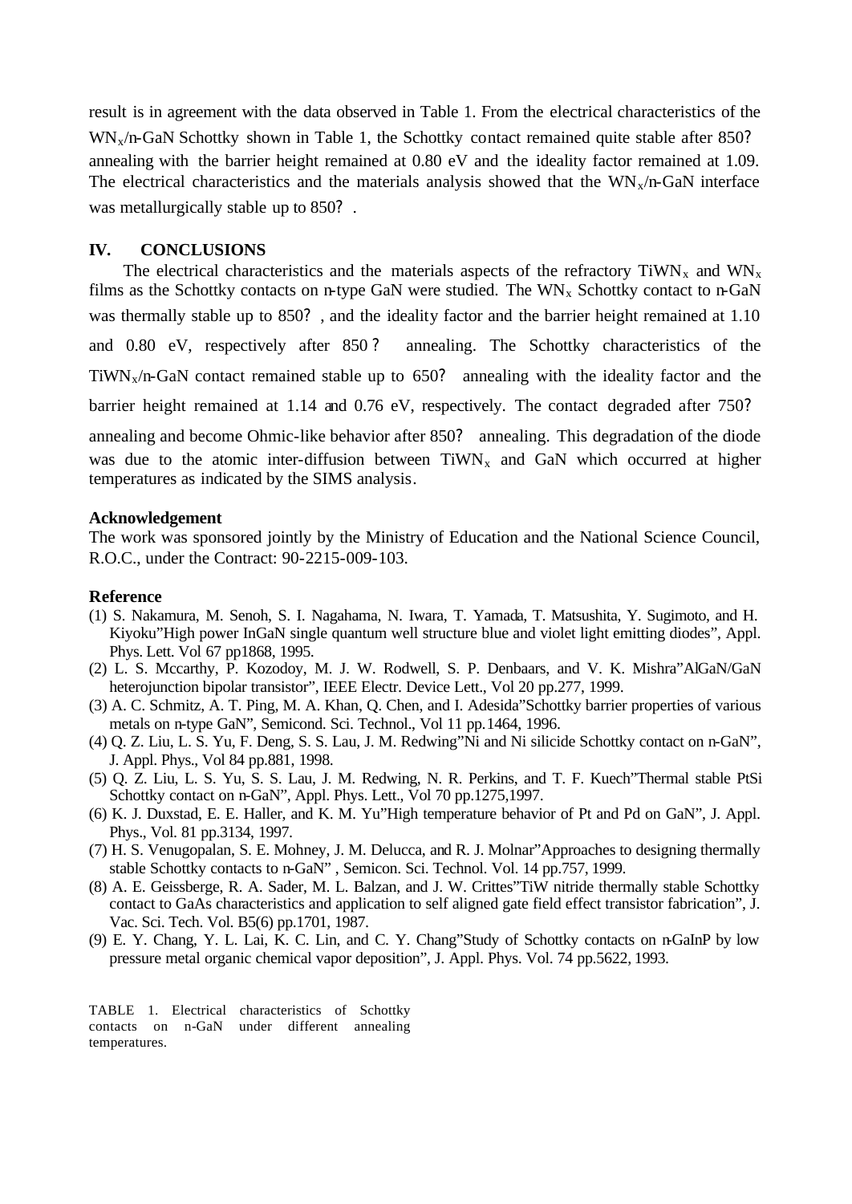result is in agreement with the data observed in Table 1. From the electrical characteristics of the $WN_x$/n-GaN Schottky shown in Table 1, the Schottky contact remained quite stable after 850? annealing with the barrier height remained at 0.80 eV and the ideality factor remained at 1.09. The electrical characteristics and the materials analysis showed that the $WN_x$/n-GaN interface was metallurgically stable up to 850? .

## IV. CONCLUSIONS

The electrical characteristics and the materials aspects of the refractory $TiWN_x$ and $WN_x$ films as the Schottky contacts on n-type GaN were studied. The $WN_x$ Schottky contact to n-GaN was thermally stable up to 850? , and the ideality factor and the barrier height remained at 1.10 and 0.80 eV, respectively after 850 ? annealing. The Schottky characteristics of the $TiWN_x$/n-GaN contact remained stable up to 650? annealing with the ideality factor and the barrier height remained at 1.14 and 0.76 eV, respectively. The contact degraded after 750? annealing and become Ohmic-like behavior after 850? annealing. This degradation of the diode was due to the atomic inter-diffusion between $TiWN_x$ and GaN which occurred at higher temperatures as indicated by the SIMS analysis.

### Acknowledgement

The work was sponsored jointly by the Ministry of Education and the National Science Council, R.O.C., under the Contract: 90-2215-009-103.

### Reference

(1) S. Nakamura, M. Senoh, S. I. Nagahama, N. Iwara, T. Yamada, T. Matsushita, Y. Sugimoto, and H. Kiyoku"High power InGaN single quantum well structure blue and violet light emitting diodes", Appl. Phys. Lett. Vol 67 pp1868, 1995.

(2) L. S. Mccarthy, P. Kozodoy, M. J. W. Rodwell, S. P. Denbaars, and V. K. Mishra"AlGaN/GaN heterojunction bipolar transistor", IEEE Electr. Device Lett., Vol 20 pp.277, 1999.

(3) A. C. Schmitz, A. T. Ping, M. A. Khan, Q. Chen, and I. Adesida"Schottky barrier properties of various metals on n-type GaN", Semicond. Sci. Technol., Vol 11 pp.1464, 1996.

(4) Q. Z. Liu, L. S. Yu, F. Deng, S. S. Lau, J. M. Redwing"Ni and Ni silicide Schottky contact on n-GaN", J. Appl. Phys., Vol 84 pp.881, 1998.

(5) Q. Z. Liu, L. S. Yu, S. S. Lau, J. M. Redwing, N. R. Perkins, and T. F. Kuech"Thermal stable PtSi Schottky contact on n-GaN", Appl. Phys. Lett., Vol 70 pp.1275,1997.

(6) K. J. Duxstad, E. E. Haller, and K. M. Yu"High temperature behavior of Pt and Pd on GaN", J. Appl. Phys., Vol. 81 pp.3134, 1997.

(7) H. S. Venugopalan, S. E. Mohney, J. M. Delucca, and R. J. Molnar"Approaches to designing thermally stable Schottky contacts to n-GaN" , Semicon. Sci. Technol. Vol. 14 pp.757, 1999.

(8) A. E. Geissberge, R. A. Sader, M. L. Balzan, and J. W. Crittes"TiW nitride thermally stable Schottky contact to GaAs characteristics and application to self aligned gate field effect transistor fabrication", J. Vac. Sci. Tech. Vol. B5(6) pp.1701, 1987.

(9) E. Y. Chang, Y. L. Lai, K. C. Lin, and C. Y. Chang"Study of Schottky contacts on n-GaInP by low pressure metal organic chemical vapor deposition", J. Appl. Phys. Vol. 74 pp.5622, 1993.

TABLE 1. Electrical characteristics of Schottky contacts on n-GaN under different annealing temperatures.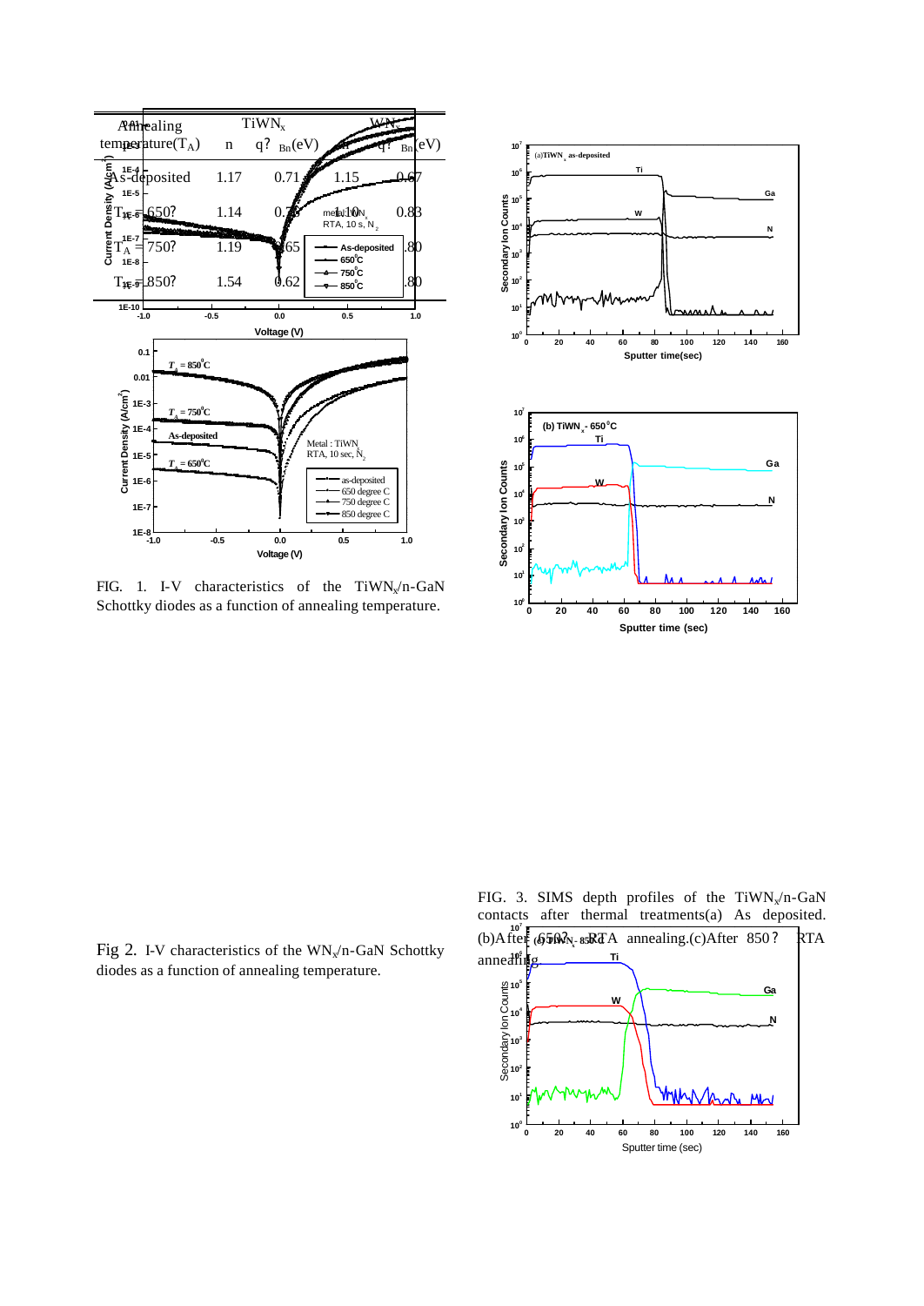| Annealing temperature ($T_A$) | TiWN$_x$ | | WN$_x$ | |
|---|---|---|---|---|
| | n | $q\Phi_{Bn}$(eV) | n | $q\Phi_{Bn}$(eV) |
| As-deposited | 1.17 | 0.71 | 1.15 | 0.67 |
| $T_A$ = 650? | 1.14 | 0.7 | 1.10 | 0.83 |
| $T_A$ = 750? | 1.19 | .65 | | .80 |
| $T_A$ = 850? | 1.54 | 0.62 | | .80 |

0.01
1E-4
1E-5
1E-6
1E-7
1E-8
1E-9
1E-10
-1.0
-0.5
0.0
0.5
1.0
Current Density (A/cm²)
Voltage (V)
metal: WN$_x$
RTA, 10 s, N$_2$
As-deposited
650°C
750°C
850°C

0.1
0.01
1E-3
1E-4
1E-5
1E-6
1E-7
1E-8
-1.0
-0.5
0.0
0.5
1.0
Current Density (A/cm²)
Voltage (V)
$T_A$ = 850°C
$T_A$ = 750°C
As-deposited
$T_A$ = 650°C
Metal : TiWN$_x$
RTA, 10 sec, N$_2$
as-deposited
650 degree C
750 degree C
850 degree C

FIG. 1. I-V characteristics of the TiWN$_x$/n-GaN Schottky diodes as a function of annealing temperature.

Fig 2. I-V characteristics of the WN$_x$/n-GaN Schottky diodes as a function of annealing temperature.

(a)TiWN$_x$ as-deposited
Ti
Ga
W
N
Secondary Ion Counts
Sputter time(sec)
0
20
40
60
80
100
120
140
160

(b) TiWN$_x$ - 650°C
Ti
Ga
W
N
Secondary Ion Counts
Sputter time (sec)
0
20
40
60
80
100
120
140
160

(c) TiWN$_x$ - 850°C
Ti
Ga
W
N
Secondary Ion Counts
Sputter time (sec)
0
20
40
60
80
100
120
140
160

FIG. 3. SIMS depth profiles of the TiWN$_x$/n-GaN contacts after thermal treatments(a) As deposited. (b)After 650? RTA annealing.(c)After 850? RTA annealing.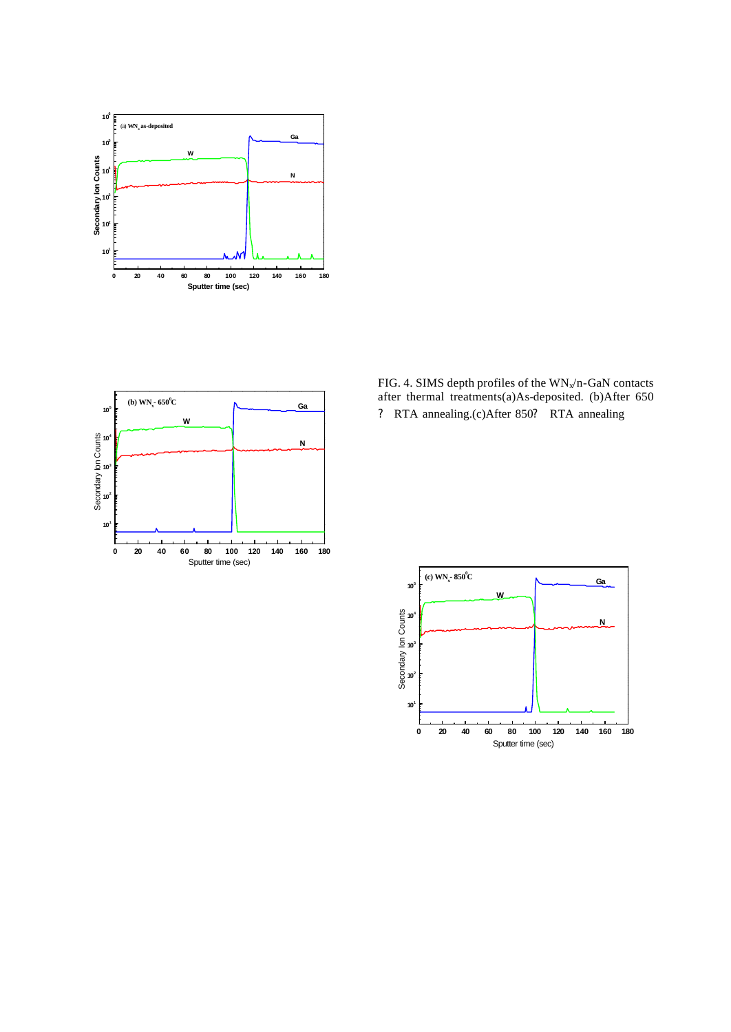(a) $WN_x$ as-deposited

Secondary Ion Counts

Sputter time (sec)

W

Ga

N

(b) $WN_x$- 650$^0$C

Secondary Ion Counts

Sputter time (sec)

W

Ga

N

FIG. 4. SIMS depth profiles of the $WN_x$/n-GaN contacts after thermal treatments(a)As-deposited. (b)After 650 ? RTA annealing.(c)After 850? RTA annealing

(c) $WN_x$- 850$^0$C

Secondary Ion Counts

Sputter time (sec)

W

Ga

N